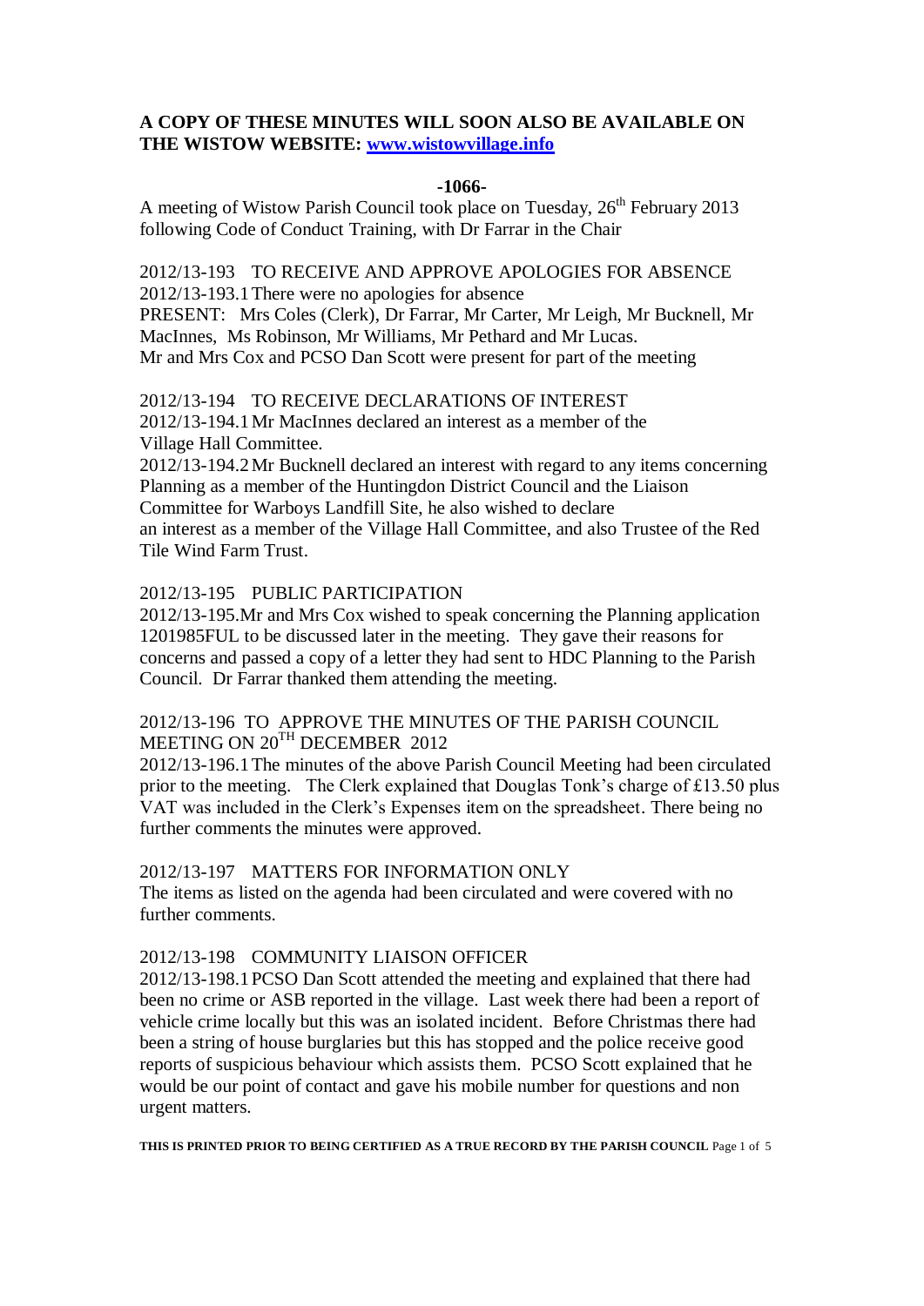**A COPY OF THESE MINUTES WILL SOON ALSO BE AVAILABLE ON THE WISTOW WEBSITE: [www.wistowvillage.info](http://www.wistowvillage.info)**

**-1066-**

A meeting of Wistow Parish Council took place on Tuesday, 26th February 2013 following Code of Conduct Training, with Dr Farrar in the Chair

2012/13-193 TO RECEIVE AND APPROVE APOLOGIES FOR ABSENCE

2012/13-193.1 There were no apologies for absence

PRESENT: Mrs Coles (Clerk), Dr Farrar, Mr Carter, Mr Leigh, Mr Bucknell, Mr MacInnes, Ms Robinson, Mr Williams, Mr Pethard and Mr Lucas.

Mr and Mrs Cox and PCSO Dan Scott were present for part of the meeting

2012/13-194 TO RECEIVE DECLARATIONS OF INTEREST

2012/13-194.1 Mr MacInnes declared an interest as a member of the Village Hall Committee.

2012/13-194.2 Mr Bucknell declared an interest with regard to any items concerning Planning as a member of the Huntingdon District Council and the Liaison Committee for Warboys Landfill Site, he also wished to declare an interest as a member of the Village Hall Committee, and also Trustee of the Red Tile Wind Farm Trust.

2012/13-195 PUBLIC PARTICIPATION

2012/13-195.Mr and Mrs Cox wished to speak concerning the Planning application 1201985FUL to be discussed later in the meeting. They gave their reasons for concerns and passed a copy of a letter they had sent to HDC Planning to the Parish Council. Dr Farrar thanked them attending the meeting.

2012/13-196 TO APPROVE THE MINUTES OF THE PARISH COUNCIL MEETING ON 20TH DECEMBER 2012

2012/13-196.1 The minutes of the above Parish Council Meeting had been circulated prior to the meeting. The Clerk explained that Douglas Tonk's charge of £13.50 plus VAT was included in the Clerk's Expenses item on the spreadsheet. There being no further comments the minutes were approved.

2012/13-197 MATTERS FOR INFORMATION ONLY

The items as listed on the agenda had been circulated and were covered with no further comments.

2012/13-198 COMMUNITY LIAISON OFFICER

2012/13-198.1 PCSO Dan Scott attended the meeting and explained that there had been no crime or ASB reported in the village. Last week there had been a report of vehicle crime locally but this was an isolated incident. Before Christmas there had been a string of house burglaries but this has stopped and the police receive good reports of suspicious behaviour which assists them. PCSO Scott explained that he would be our point of contact and gave his mobile number for questions and non urgent matters.

**THIS IS PRINTED PRIOR TO BEING CERTIFIED AS A TRUE RECORD BY THE PARISH COUNCIL**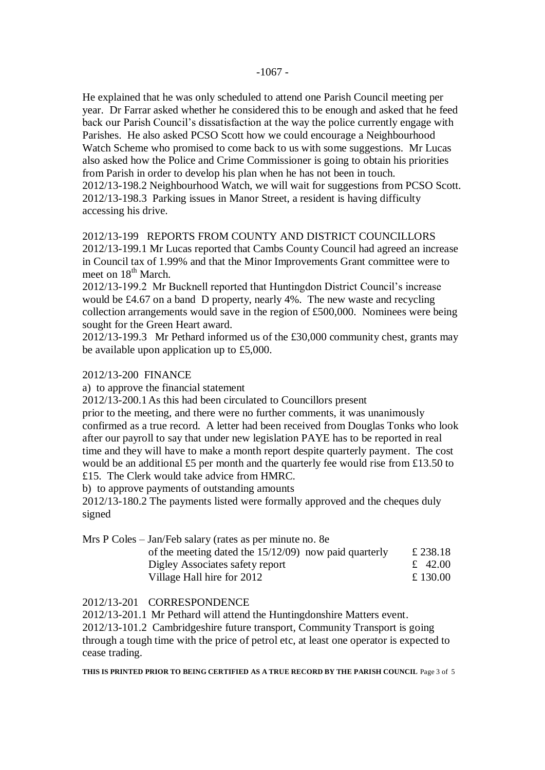He explained that he was only scheduled to attend one Parish Council meeting per year. Dr Farrar asked whether he considered this to be enough and asked that he feed back our Parish Council's dissatisfaction at the way the police currently engage with Parishes. He also asked PCSO Scott how we could encourage a Neighbourhood Watch Scheme who promised to come back to us with some suggestions. Mr Lucas also asked how the Police and Crime Commissioner is going to obtain his priorities from Parish in order to develop his plan when he has not been in touch.
2012/13-198.2 Neighbourhood Watch, we will wait for suggestions from PCSO Scott.
2012/13-198.3 Parking issues in Manor Street, a resident is having difficulty accessing his drive.

2012/13-199 REPORTS FROM COUNTY AND DISTRICT COUNCILLORS
2012/13-199.1 Mr Lucas reported that Cambs County Council had agreed an increase in Council tax of 1.99% and that the Minor Improvements Grant committee were to meet on 18th March.
2012/13-199.2 Mr Bucknell reported that Huntingdon District Council's increase would be £4.67 on a band D property, nearly 4%. The new waste and recycling collection arrangements would save in the region of £500,000. Nominees were being sought for the Green Heart award.
2012/13-199.3 Mr Pethard informed us of the £30,000 community chest, grants may be available upon application up to £5,000.

2012/13-200 FINANCE
a) to approve the financial statement
2012/13-200.1 As this had been circulated to Councillors present prior to the meeting, and there were no further comments, it was unanimously confirmed as a true record. A letter had been received from Douglas Tonks who look after our payroll to say that under new legislation PAYE has to be reported in real time and they will have to make a month report despite quarterly payment. The cost would be an additional £5 per month and the quarterly fee would rise from £13.50 to £15. The Clerk would take advice from HMRC.
b) to approve payments of outstanding amounts
2012/13-180.2 The payments listed were formally approved and the cheques duly signed

| | |
|---|---|
| Mrs P Coles – Jan/Feb salary (rates as per minute no. 8e of the meeting dated the 15/12/09) now paid quarterly | £ 238.18 |
| Digley Associates safety report | £ 42.00 |
| Village Hall hire for 2012 | £ 130.00 |

2012/13-201 CORRESPONDENCE
2012/13-201.1 Mr Pethard will attend the Huntingdonshire Matters event.
2012/13-101.2 Cambridgeshire future transport, Community Transport is going through a tough time with the price of petrol etc, at least one operator is expected to cease trading.

**THIS IS PRINTED PRIOR TO BEING CERTIFIED AS A TRUE RECORD BY THE PARISH COUNCIL**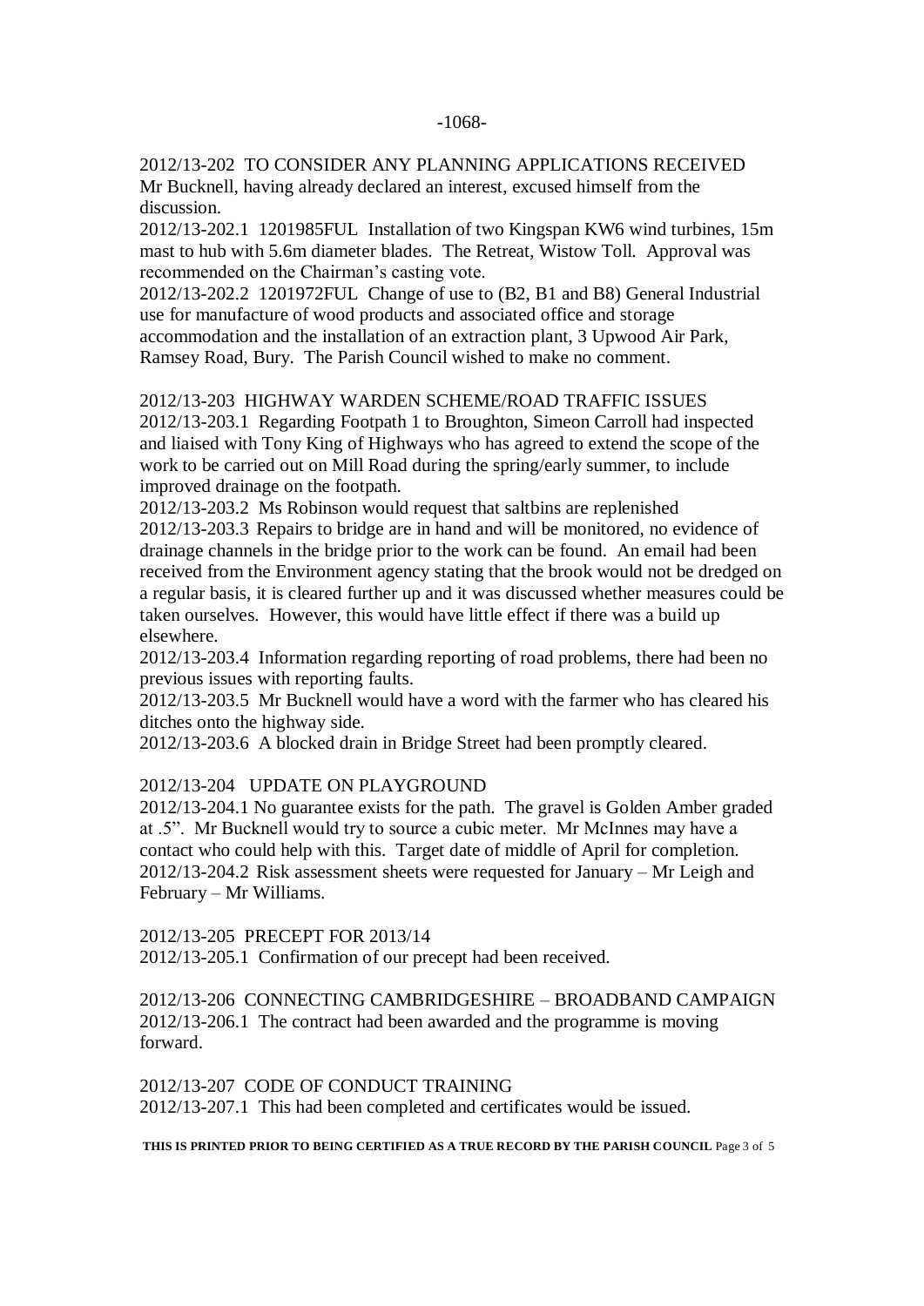2012/13-202 TO CONSIDER ANY PLANNING APPLICATIONS RECEIVED
Mr Bucknell, having already declared an interest, excused himself from the discussion.

2012/13-202.1 1201985FUL Installation of two Kingspan KW6 wind turbines, 15m mast to hub with 5.6m diameter blades. The Retreat, Wistow Toll. Approval was recommended on the Chairman's casting vote.

2012/13-202.2 1201972FUL Change of use to (B2, B1 and B8) General Industrial use for manufacture of wood products and associated office and storage accommodation and the installation of an extraction plant, 3 Upwood Air Park, Ramsey Road, Bury. The Parish Council wished to make no comment.

2012/13-203 HIGHWAY WARDEN SCHEME/ROAD TRAFFIC ISSUES
2012/13-203.1 Regarding Footpath 1 to Broughton, Simeon Carroll had inspected and liaised with Tony King of Highways who has agreed to extend the scope of the work to be carried out on Mill Road during the spring/early summer, to include improved drainage on the footpath.

2012/13-203.2 Ms Robinson would request that saltbins are replenished

2012/13-203.3 Repairs to bridge are in hand and will be monitored, no evidence of drainage channels in the bridge prior to the work can be found. An email had been received from the Environment agency stating that the brook would not be dredged on a regular basis, it is cleared further up and it was discussed whether measures could be taken ourselves. However, this would have little effect if there was a build up elsewhere.

2012/13-203.4 Information regarding reporting of road problems, there had been no previous issues with reporting faults.

2012/13-203.5 Mr Bucknell would have a word with the farmer who has cleared his ditches onto the highway side.

2012/13-203.6 A blocked drain in Bridge Street had been promptly cleared.

2012/13-204 UPDATE ON PLAYGROUND
2012/13-204.1 No guarantee exists for the path. The gravel is Golden Amber graded at .5". Mr Bucknell would try to source a cubic meter. Mr McInnes may have a contact who could help with this. Target date of middle of April for completion.

2012/13-204.2 Risk assessment sheets were requested for January – Mr Leigh and February – Mr Williams.

2012/13-205 PRECEPT FOR 2013/14
2012/13-205.1 Confirmation of our precept had been received.

2012/13-206 CONNECTING CAMBRIDGESHIRE – BROADBAND CAMPAIGN
2012/13-206.1 The contract had been awarded and the programme is moving forward.

2012/13-207 CODE OF CONDUCT TRAINING
2012/13-207.1 This had been completed and certificates would be issued.

**THIS IS PRINTED PRIOR TO BEING CERTIFIED AS A TRUE RECORD BY THE PARISH COUNCIL**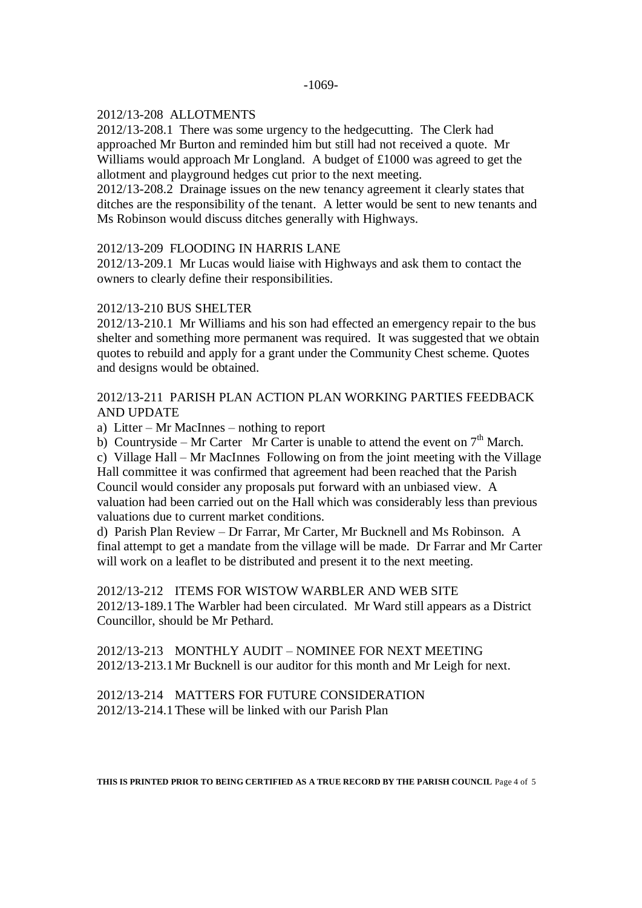2012/13-208  ALLOTMENTS

2012/13-208.1  There was some urgency to the hedgecutting.  The Clerk had approached Mr Burton and reminded him but still had not received a quote.  Mr Williams would approach Mr Longland.  A budget of £1000 was agreed to get the allotment and playground hedges cut prior to the next meeting.

2012/13-208.2  Drainage issues on the new tenancy agreement it clearly states that ditches are the responsibility of the tenant.  A letter would be sent to new tenants and Ms Robinson would discuss ditches generally with Highways.

2012/13-209  FLOODING IN HARRIS LANE

2012/13-209.1  Mr Lucas would liaise with Highways and ask them to contact the owners to clearly define their responsibilities.

2012/13-210 BUS SHELTER

2012/13-210.1  Mr Williams and his son had effected an emergency repair to the bus shelter and something more permanent was required.  It was suggested that we obtain quotes to rebuild and apply for a grant under the Community Chest scheme. Quotes and designs would be obtained.

2012/13-211  PARISH PLAN ACTION PLAN WORKING PARTIES FEEDBACK AND UPDATE

a)  Litter – Mr MacInnes – nothing to report

b)  Countryside – Mr Carter   Mr Carter is unable to attend the event on 7th March.

c)  Village Hall – Mr MacInnes  Following on from the joint meeting with the Village Hall committee it was confirmed that agreement had been reached that the Parish Council would consider any proposals put forward with an unbiased view.  A valuation had been carried out on the Hall which was considerably less than previous valuations due to current market conditions.

d)  Parish Plan Review – Dr Farrar, Mr Carter, Mr Bucknell and Ms Robinson.  A final attempt to get a mandate from the village will be made.  Dr Farrar and Mr Carter will work on a leaflet to be distributed and present it to the next meeting.

2012/13-212    ITEMS FOR WISTOW WARBLER AND WEB SITE

2012/13-189.1 The Warbler had been circulated.  Mr Ward still appears as a District Councillor, should be Mr Pethard.

2012/13-213    MONTHLY AUDIT – NOMINEE FOR NEXT MEETING

2012/13-213.1 Mr Bucknell is our auditor for this month and Mr Leigh for next.

2012/13-214    MATTERS FOR FUTURE CONSIDERATION

2012/13-214.1 These will be linked with our Parish Plan

**THIS IS PRINTED PRIOR TO BEING CERTIFIED AS A TRUE RECORD BY THE PARISH COUNCIL**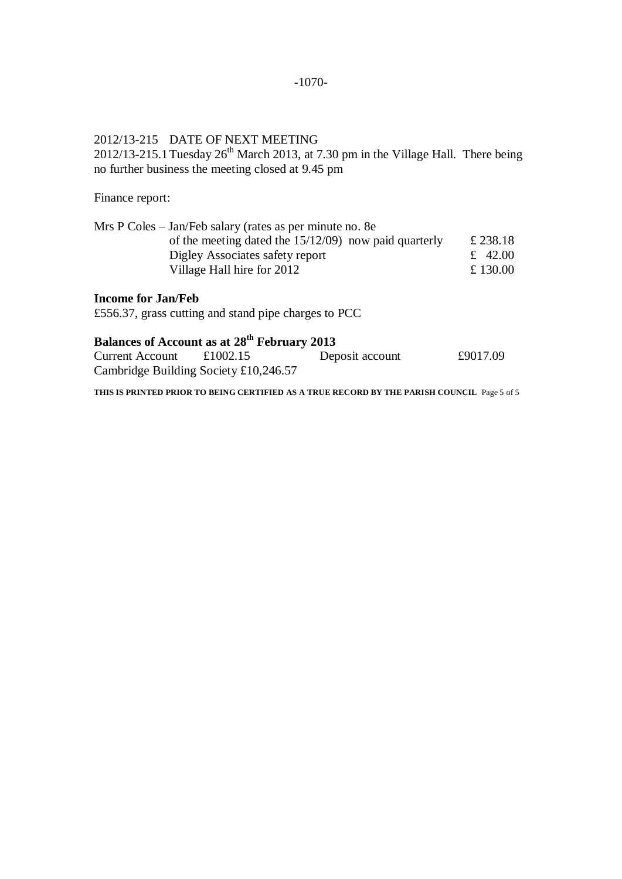2012/13-215 DATE OF NEXT MEETING

2012/13-215.1 Tuesday 26th March 2013, at 7.30 pm in the Village Hall. There being no further business the meeting closed at 9.45 pm

Finance report:

Mrs P Coles – Jan/Feb salary (rates as per minute no. 8e

| | |
|---|---|
| of the meeting dated the 15/12/09) now paid quarterly | £ 238.18 |
| Digley Associates safety report | £ 42.00 |
| Village Hall hire for 2012 | £ 130.00 |

**Income for Jan/Feb**

£556.37, grass cutting and stand pipe charges to PCC

**Balances of Account as at 28th February 2013**

| | | | |
|---|---|---|---|
| Current Account | £1002.15 | Deposit account | £9017.09 |

Cambridge Building Society £10,246.57

**THIS IS PRINTED PRIOR TO BEING CERTIFIED AS A TRUE RECORD BY THE PARISH COUNCIL**